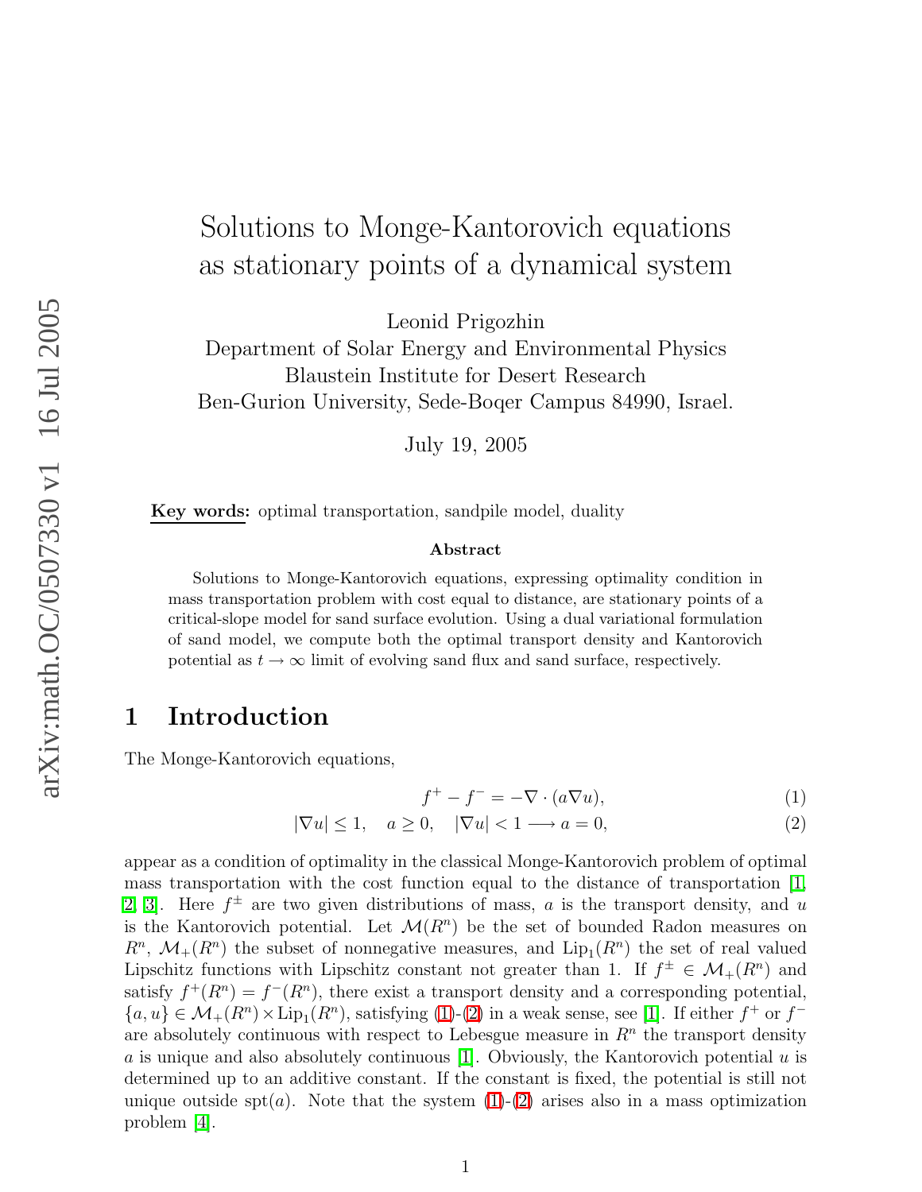# Solutions to Monge-Kantorovich equations as stationary points of a dynamical system

Leonid Prigozhin
Department of Solar Energy and Environmental Physics
Blaustein Institute for Desert Research
Ben-Gurion University, Sede-Boqer Campus 84990, Israel.

July 19, 2005

**Key words:** optimal transportation, sandpile model, duality

### Abstract

Solutions to Monge-Kantorovich equations, expressing optimality condition in mass transportation problem with cost equal to distance, are stationary points of a critical-slope model for sand surface evolution. Using a dual variational formulation of sand model, we compute both the optimal transport density and Kantorovich potential as $t \to \infty$ limit of evolving sand flux and sand surface, respectively.

## 1 Introduction

The Monge-Kantorovich equations,

$$f^+ - f^- = -\nabla \cdot (a \nabla u), \tag{1}$$

$$|\nabla u| \leq 1, \quad a \geq 0, \quad |\nabla u| < 1 \longrightarrow a = 0, \tag{2}$$

appear as a condition of optimality in the classical Monge-Kantorovich problem of optimal mass transportation with the cost function equal to the distance of transportation [1, 2, 3]. Here $f^\pm$ are two given distributions of mass, $a$ is the transport density, and $u$ is the Kantorovich potential. Let $\mathcal{M}(R^n)$ be the set of bounded Radon measures on $R^n$, $\mathcal{M}_+(R^n)$ the subset of nonnegative measures, and $\mathrm{Lip}_1(R^n)$ the set of real valued Lipschitz functions with Lipschitz constant not greater than 1. If $f^\pm \in \mathcal{M}_+(R^n)$ and satisfy $f^+(R^n) = f^-(R^n)$, there exist a transport density and a corresponding potential, $\{a, u\} \in \mathcal{M}_+(R^n) \times \mathrm{Lip}_1(R^n)$, satisfying (1)-(2) in a weak sense, see [1]. If either $f^+$ or $f^-$ are absolutely continuous with respect to Lebesgue measure in $R^n$ the transport density $a$ is unique and also absolutely continuous [1]. Obviously, the Kantorovich potential $u$ is determined up to an additive constant. If the constant is fixed, the potential is still not unique outside $\mathrm{spt}(a)$. Note that the system (1)-(2) arises also in a mass optimization problem [4].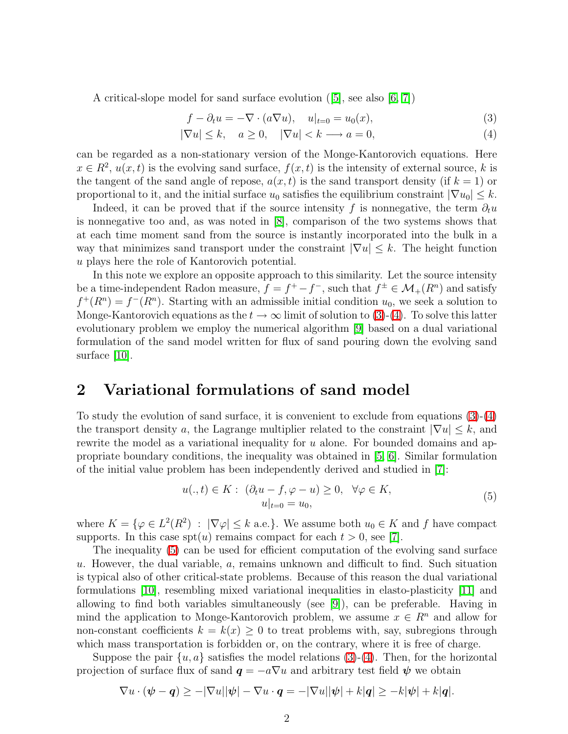A critical-slope model for sand surface evolution ([5], see also [6, 7])

$$f - \partial_t u = -\nabla \cdot (a \nabla u), \quad u|_{t=0} = u_0(x), \tag{3}$$

$$|\nabla u| \le k, \quad a \ge 0, \quad |\nabla u| < k \longrightarrow a = 0, \tag{4}$$

can be regarded as a non-stationary version of the Monge-Kantorovich equations. Here $x \in R^2$, $u(x,t)$ is the evolving sand surface, $f(x,t)$ is the intensity of external source, $k$ is the tangent of the sand angle of repose, $a(x,t)$ is the sand transport density (if $k=1$) or proportional to it, and the initial surface $u_0$ satisfies the equilibrium constraint $|\nabla u_0| \le k$.

Indeed, it can be proved that if the source intensity $f$ is nonnegative, the term $\partial_t u$ is nonnegative too and, as was noted in [8], comparison of the two systems shows that at each time moment sand from the source is instantly incorporated into the bulk in a way that minimizes sand transport under the constraint $|\nabla u| \le k$. The height function $u$ plays here the role of Kantorovich potential.

In this note we explore an opposite approach to this similarity. Let the source intensity be a time-independent Radon measure, $f = f^+ - f^-$, such that $f^\pm \in \mathcal{M}_+(R^n)$ and satisfy $f^+(R^n) = f^-(R^n)$. Starting with an admissible initial condition $u_0$, we seek a solution to Monge-Kantorovich equations as the $t \to \infty$ limit of solution to (3)-(4). To solve this latter evolutionary problem we employ the numerical algorithm [9] based on a dual variational formulation of the sand model written for flux of sand pouring down the evolving sand surface [10].

## 2 Variational formulations of sand model

To study the evolution of sand surface, it is convenient to exclude from equations (3)-(4) the transport density $a$, the Lagrange multiplier related to the constraint $|\nabla u| \le k$, and rewrite the model as a variational inequality for $u$ alone. For bounded domains and appropriate boundary conditions, the inequality was obtained in [5, 6]. Similar formulation of the initial value problem has been independently derived and studied in [7]:

$$\begin{gathered} u(.,t) \in K : \ (\partial_t u - f, \varphi - u) \ge 0, \quad \forall \varphi \in K, \\ u|_{t=0} = u_0, \end{gathered} \tag{5}$$

where $K = \{\varphi \in L^2(R^2) \ : \ |\nabla \varphi| \le k \text{ a.e.}\}$. We assume both $u_0 \in K$ and $f$ have compact supports. In this case $\mathrm{spt}(u)$ remains compact for each $t > 0$, see [7].

The inequality (5) can be used for efficient computation of the evolving sand surface $u$. However, the dual variable, $a$, remains unknown and difficult to find. Such situation is typical also of other critical-state problems. Because of this reason the dual variational formulations [10], resembling mixed variational inequalities in elasto-plasticity [11] and allowing to find both variables simultaneously (see [9]), can be preferable. Having in mind the application to Monge-Kantorovich problem, we assume $x \in R^n$ and allow for non-constant coefficients $k = k(x) \ge 0$ to treat problems with, say, subregions through which mass transportation is forbidden or, on the contrary, where it is free of charge.

Suppose the pair $\{u, a\}$ satisfies the model relations (3)-(4). Then, for the horizontal projection of surface flux of sand $\boldsymbol{q} = -a\nabla u$ and arbitrary test field $\boldsymbol{\psi}$ we obtain

$$\nabla u \cdot (\boldsymbol{\psi} - \boldsymbol{q}) \ge -|\nabla u||\boldsymbol{\psi}| - \nabla u \cdot \boldsymbol{q} = -|\nabla u||\boldsymbol{\psi}| + k|\boldsymbol{q}| \ge -k|\boldsymbol{\psi}| + k|\boldsymbol{q}|.$$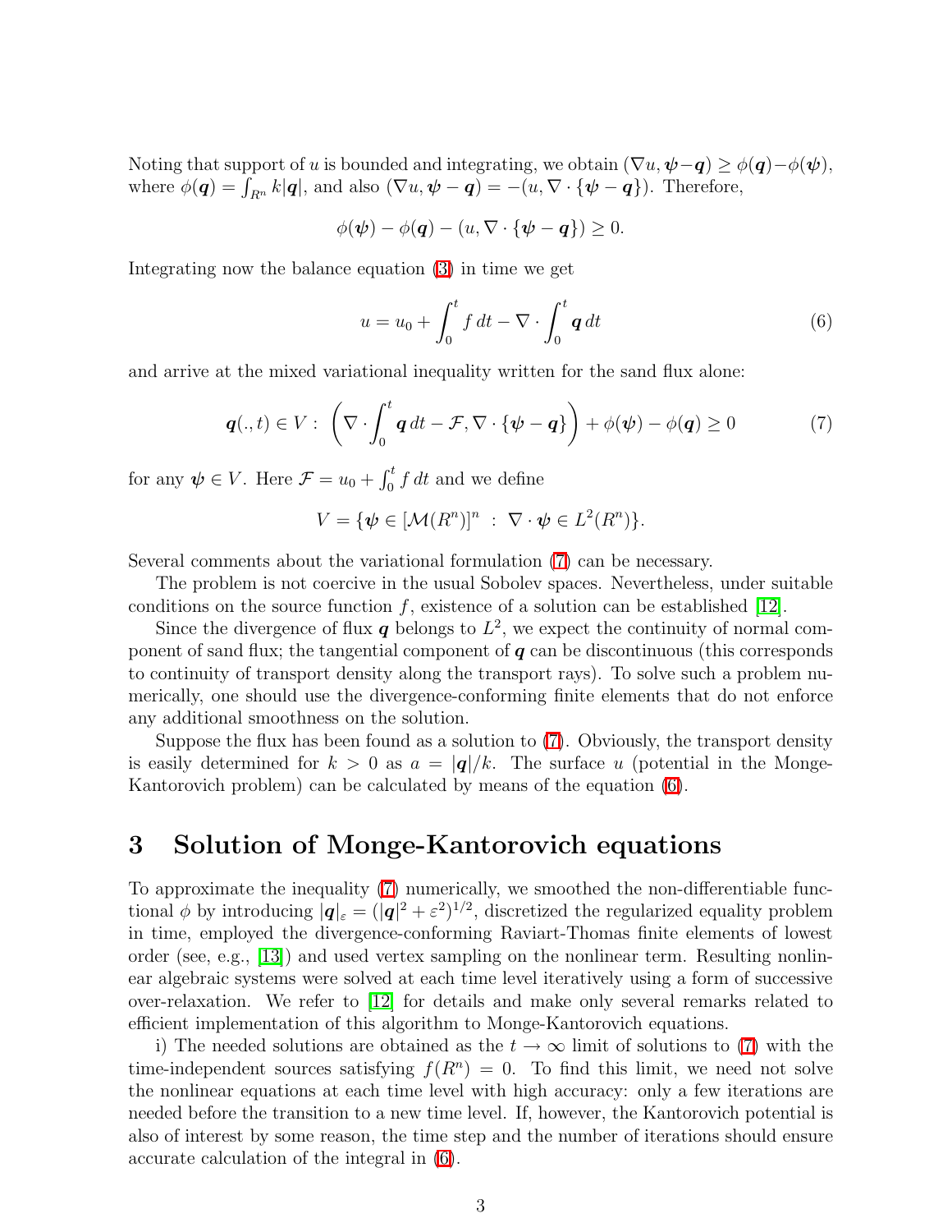Noting that support of $u$ is bounded and integrating, we obtain $(\nabla u, \boldsymbol{\psi} - \boldsymbol{q}) \geq \phi(\boldsymbol{q}) - \phi(\boldsymbol{\psi})$, where $\phi(\boldsymbol{q}) = \int_{R^n} k|\boldsymbol{q}|$, and also $(\nabla u, \boldsymbol{\psi} - \boldsymbol{q}) = -(u, \nabla \cdot \{\boldsymbol{\psi} - \boldsymbol{q}\})$. Therefore,

$$\phi(\boldsymbol{\psi}) - \phi(\boldsymbol{q}) - (u, \nabla \cdot \{\boldsymbol{\psi} - \boldsymbol{q}\}) \geq 0.$$

Integrating now the balance equation (3) in time we get

$$u = u_0 + \int_0^t f\, dt - \nabla \cdot \int_0^t \boldsymbol{q}\, dt \tag{6}$$

and arrive at the mixed variational inequality written for the sand flux alone:

$$\boldsymbol{q}(.,t) \in V : \left( \nabla \cdot \int_0^t \boldsymbol{q}\, dt - \mathcal{F}, \nabla \cdot \{\boldsymbol{\psi} - \boldsymbol{q}\} \right) + \phi(\boldsymbol{\psi}) - \phi(\boldsymbol{q}) \geq 0 \tag{7}$$

for any $\boldsymbol{\psi} \in V$. Here $\mathcal{F} = u_0 + \int_0^t f\, dt$ and we define

$$V = \{\boldsymbol{\psi} \in [\mathcal{M}(R^n)]^n \ : \ \nabla \cdot \boldsymbol{\psi} \in L^2(R^n)\}.$$

Several comments about the variational formulation (7) can be necessary.

The problem is not coercive in the usual Sobolev spaces. Nevertheless, under suitable conditions on the source function $f$, existence of a solution can be established [12].

Since the divergence of flux $\boldsymbol{q}$ belongs to $L^2$, we expect the continuity of normal component of sand flux; the tangential component of $\boldsymbol{q}$ can be discontinuous (this corresponds to continuity of transport density along the transport rays). To solve such a problem numerically, one should use the divergence-conforming finite elements that do not enforce any additional smoothness on the solution.

Suppose the flux has been found as a solution to (7). Obviously, the transport density is easily determined for $k > 0$ as $a = |\boldsymbol{q}|/k$. The surface $u$ (potential in the Monge-Kantorovich problem) can be calculated by means of the equation (6).

## 3 Solution of Monge-Kantorovich equations

To approximate the inequality (7) numerically, we smoothed the non-differentiable functional $\phi$ by introducing $|\boldsymbol{q}|_\varepsilon = (|\boldsymbol{q}|^2 + \varepsilon^2)^{1/2}$, discretized the regularized equality problem in time, employed the divergence-conforming Raviart-Thomas finite elements of lowest order (see, e.g., [13]) and used vertex sampling on the nonlinear term. Resulting nonlinear algebraic systems were solved at each time level iteratively using a form of successive over-relaxation. We refer to [12] for details and make only several remarks related to efficient implementation of this algorithm to Monge-Kantorovich equations.

i) The needed solutions are obtained as the $t \to \infty$ limit of solutions to (7) with the time-independent sources satisfying $f(R^n) = 0$. To find this limit, we need not solve the nonlinear equations at each time level with high accuracy: only a few iterations are needed before the transition to a new time level. If, however, the Kantorovich potential is also of interest by some reason, the time step and the number of iterations should ensure accurate calculation of the integral in (6).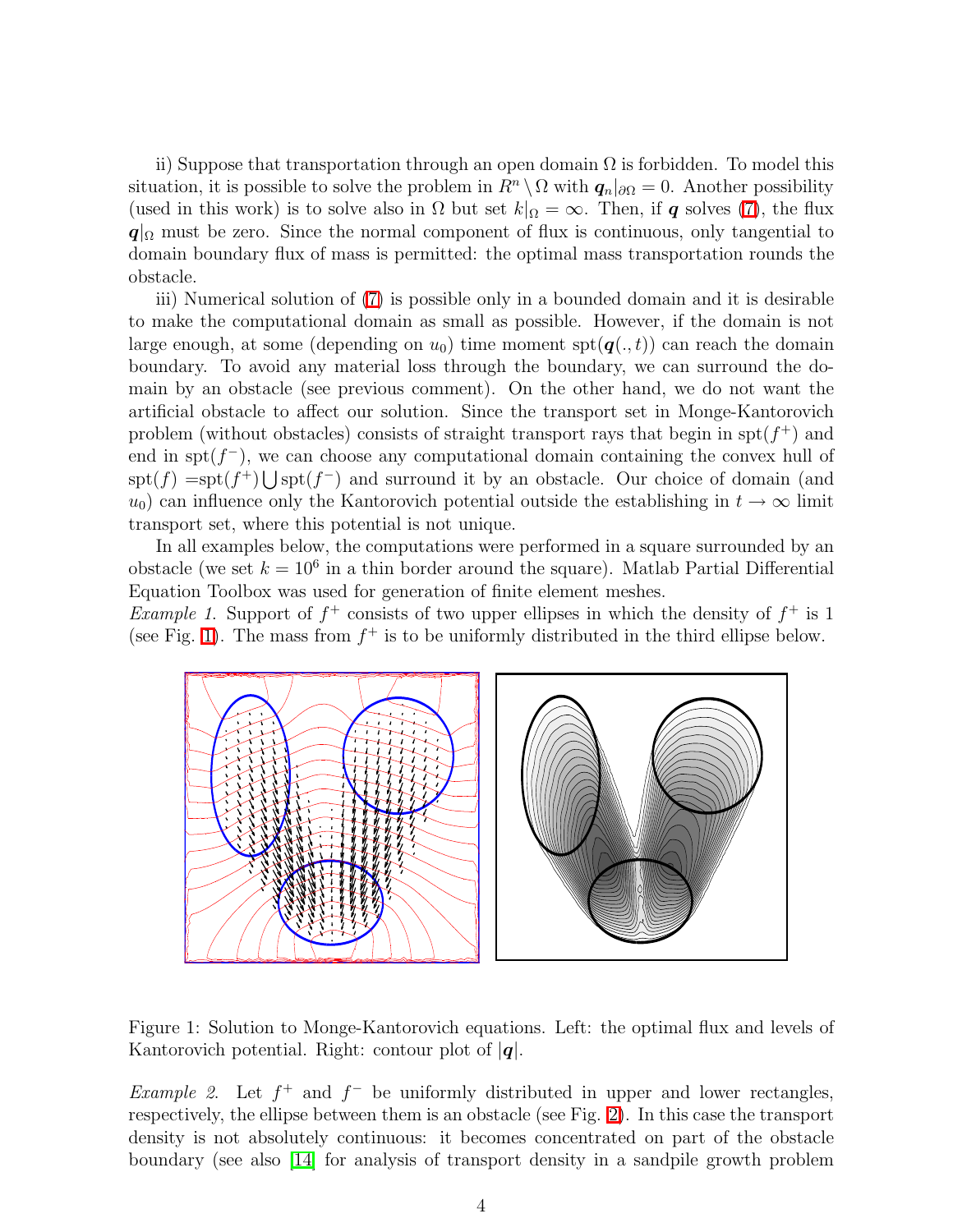ii) Suppose that transportation through an open domain $\Omega$ is forbidden. To model this situation, it is possible to solve the problem in $R^n \setminus \Omega$ with $\boldsymbol{q}_n|_{\partial\Omega} = 0$. Another possibility (used in this work) is to solve also in $\Omega$ but set $k|_\Omega = \infty$. Then, if $\boldsymbol{q}$ solves (7), the flux $\boldsymbol{q}|_\Omega$ must be zero. Since the normal component of flux is continuous, only tangential to domain boundary flux of mass is permitted: the optimal mass transportation rounds the obstacle.

iii) Numerical solution of (7) is possible only in a bounded domain and it is desirable to make the computational domain as small as possible. However, if the domain is not large enough, at some (depending on $u_0$) time moment $\mathrm{spt}(\boldsymbol{q}(.,t))$ can reach the domain boundary. To avoid any material loss through the boundary, we can surround the domain by an obstacle (see previous comment). On the other hand, we do not want the artificial obstacle to affect our solution. Since the transport set in Monge-Kantorovich problem (without obstacles) consists of straight transport rays that begin in $\mathrm{spt}(f^+)$ and end in $\mathrm{spt}(f^-)$, we can choose any computational domain containing the convex hull of $\mathrm{spt}(f) = \mathrm{spt}(f^+) \bigcup \mathrm{spt}(f^-)$ and surround it by an obstacle. Our choice of domain (and $u_0$) can influence only the Kantorovich potential outside the establishing in $t \to \infty$ limit transport set, where this potential is not unique.

In all examples below, the computations were performed in a square surrounded by an obstacle (we set $k = 10^6$ in a thin border around the square). Matlab Partial Differential Equation Toolbox was used for generation of finite element meshes.

*Example 1.* Support of $f^+$ consists of two upper ellipses in which the density of $f^+$ is 1 (see Fig. 1). The mass from $f^+$ is to be uniformly distributed in the third ellipse below.

Figure 1: Solution to Monge-Kantorovich equations. Left: the optimal flux and levels of Kantorovich potential. Right: contour plot of $|\boldsymbol{q}|$.

*Example 2.* Let $f^+$ and $f^-$ be uniformly distributed in upper and lower rectangles, respectively, the ellipse between them is an obstacle (see Fig. 2). In this case the transport density is not absolutely continuous: it becomes concentrated on part of the obstacle boundary (see also [14] for analysis of transport density in a sandpile growth problem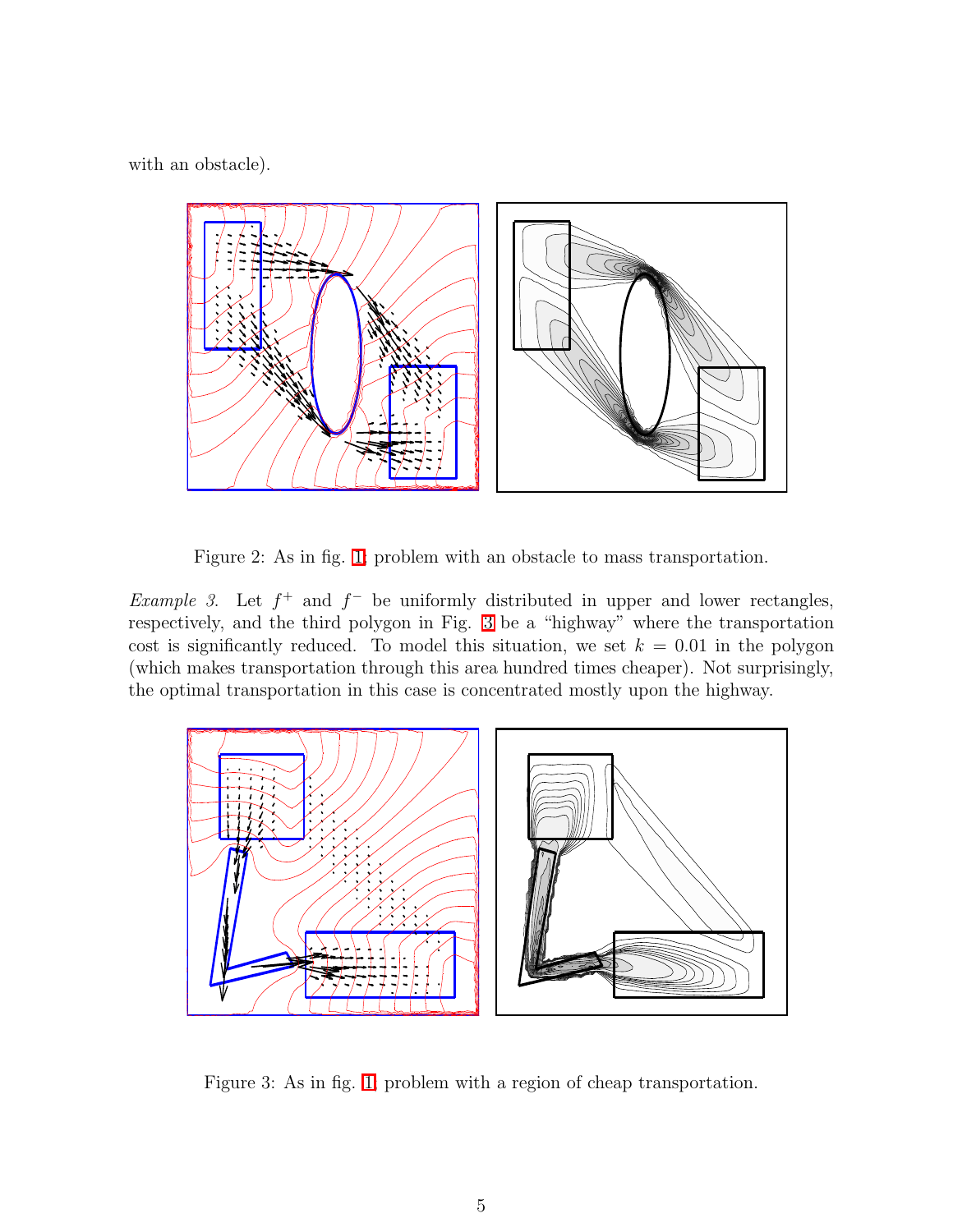with an obstacle).

Figure 2: As in fig. 1: problem with an obstacle to mass transportation.

*Example 3.* Let $f^+$ and $f^-$ be uniformly distributed in upper and lower rectangles, respectively, and the third polygon in Fig. 3 be a "highway" where the transportation cost is significantly reduced. To model this situation, we set $k = 0.01$ in the polygon (which makes transportation through this area hundred times cheaper). Not surprisingly, the optimal transportation in this case is concentrated mostly upon the highway.

Figure 3: As in fig. 1: problem with a region of cheap transportation.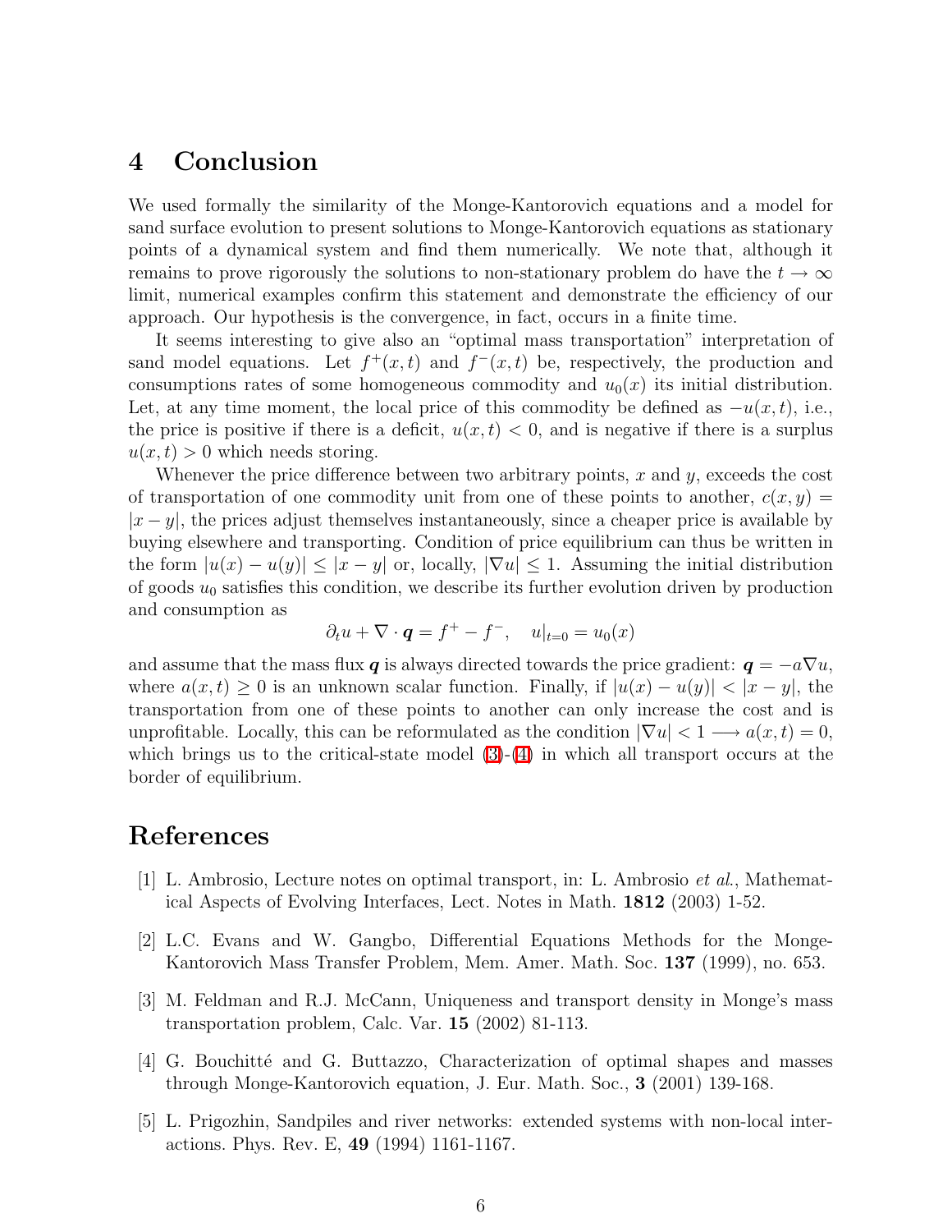# 4 Conclusion

We used formally the similarity of the Monge-Kantorovich equations and a model for sand surface evolution to present solutions to Monge-Kantorovich equations as stationary points of a dynamical system and find them numerically. We note that, although it remains to prove rigorously the solutions to non-stationary problem do have the $t \to \infty$ limit, numerical examples confirm this statement and demonstrate the efficiency of our approach. Our hypothesis is the convergence, in fact, occurs in a finite time.

It seems interesting to give also an "optimal mass transportation" interpretation of sand model equations. Let $f^+(x,t)$ and $f^-(x,t)$ be, respectively, the production and consumptions rates of some homogeneous commodity and $u_0(x)$ its initial distribution. Let, at any time moment, the local price of this commodity be defined as $-u(x,t)$, i.e., the price is positive if there is a deficit, $u(x,t) < 0$, and is negative if there is a surplus $u(x,t) > 0$ which needs storing.

Whenever the price difference between two arbitrary points, $x$ and $y$, exceeds the cost of transportation of one commodity unit from one of these points to another, $c(x,y) = |x - y|$, the prices adjust themselves instantaneously, since a cheaper price is available by buying elsewhere and transporting. Condition of price equilibrium can thus be written in the form $|u(x) - u(y)| \leq |x - y|$ or, locally, $|\nabla u| \leq 1$. Assuming the initial distribution of goods $u_0$ satisfies this condition, we describe its further evolution driven by production and consumption as

$$\partial_t u + \nabla \cdot \boldsymbol{q} = f^+ - f^-, \quad u|_{t=0} = u_0(x)$$

and assume that the mass flux $\boldsymbol{q}$ is always directed towards the price gradient: $\boldsymbol{q} = -a\nabla u$, where $a(x,t) \geq 0$ is an unknown scalar function. Finally, if $|u(x) - u(y)| < |x - y|$, the transportation from one of these points to another can only increase the cost and is unprofitable. Locally, this can be reformulated as the condition $|\nabla u| < 1 \longrightarrow a(x,t) = 0$, which brings us to the critical-state model (3)-(4) in which all transport occurs at the border of equilibrium.

# References

[1] L. Ambrosio, Lecture notes on optimal transport, in: L. Ambrosio *et al.*, Mathematical Aspects of Evolving Interfaces, Lect. Notes in Math. **1812** (2003) 1-52.

[2] L.C. Evans and W. Gangbo, Differential Equations Methods for the Monge-Kantorovich Mass Transfer Problem, Mem. Amer. Math. Soc. **137** (1999), no. 653.

[3] M. Feldman and R.J. McCann, Uniqueness and transport density in Monge's mass transportation problem, Calc. Var. **15** (2002) 81-113.

[4] G. Bouchitté and G. Buttazzo, Characterization of optimal shapes and masses through Monge-Kantorovich equation, J. Eur. Math. Soc., **3** (2001) 139-168.

[5] L. Prigozhin, Sandpiles and river networks: extended systems with non-local interactions. Phys. Rev. E, **49** (1994) 1161-1167.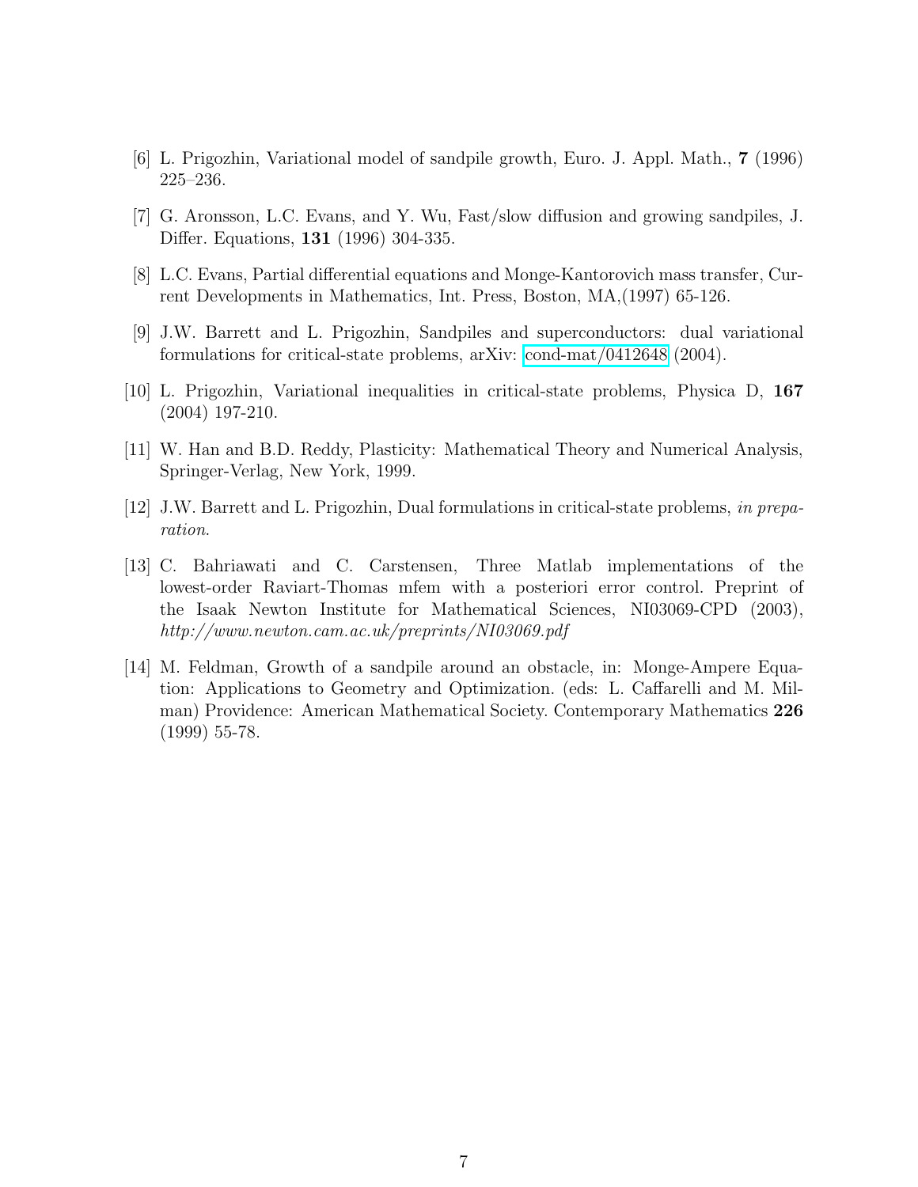[6] L. Prigozhin, Variational model of sandpile growth, Euro. J. Appl. Math., **7** (1996) 225–236.

[7] G. Aronsson, L.C. Evans, and Y. Wu, Fast/slow diffusion and growing sandpiles, J. Differ. Equations, **131** (1996) 304-335.

[8] L.C. Evans, Partial differential equations and Monge-Kantorovich mass transfer, Current Developments in Mathematics, Int. Press, Boston, MA,(1997) 65-126.

[9] J.W. Barrett and L. Prigozhin, Sandpiles and superconductors: dual variational formulations for critical-state problems, arXiv: cond-mat/0412648 (2004).

[10] L. Prigozhin, Variational inequalities in critical-state problems, Physica D, **167** (2004) 197-210.

[11] W. Han and B.D. Reddy, Plasticity: Mathematical Theory and Numerical Analysis, Springer-Verlag, New York, 1999.

[12] J.W. Barrett and L. Prigozhin, Dual formulations in critical-state problems, *in preparation*.

[13] C. Bahriawati and C. Carstensen, Three Matlab implementations of the lowest-order Raviart-Thomas mfem with a posteriori error control. Preprint of the Isaak Newton Institute for Mathematical Sciences, NI03069-CPD (2003), *http://www.newton.cam.ac.uk/preprints/NI03069.pdf*

[14] M. Feldman, Growth of a sandpile around an obstacle, in: Monge-Ampere Equation: Applications to Geometry and Optimization. (eds: L. Caffarelli and M. Milman) Providence: American Mathematical Society. Contemporary Mathematics **226** (1999) 55-78.